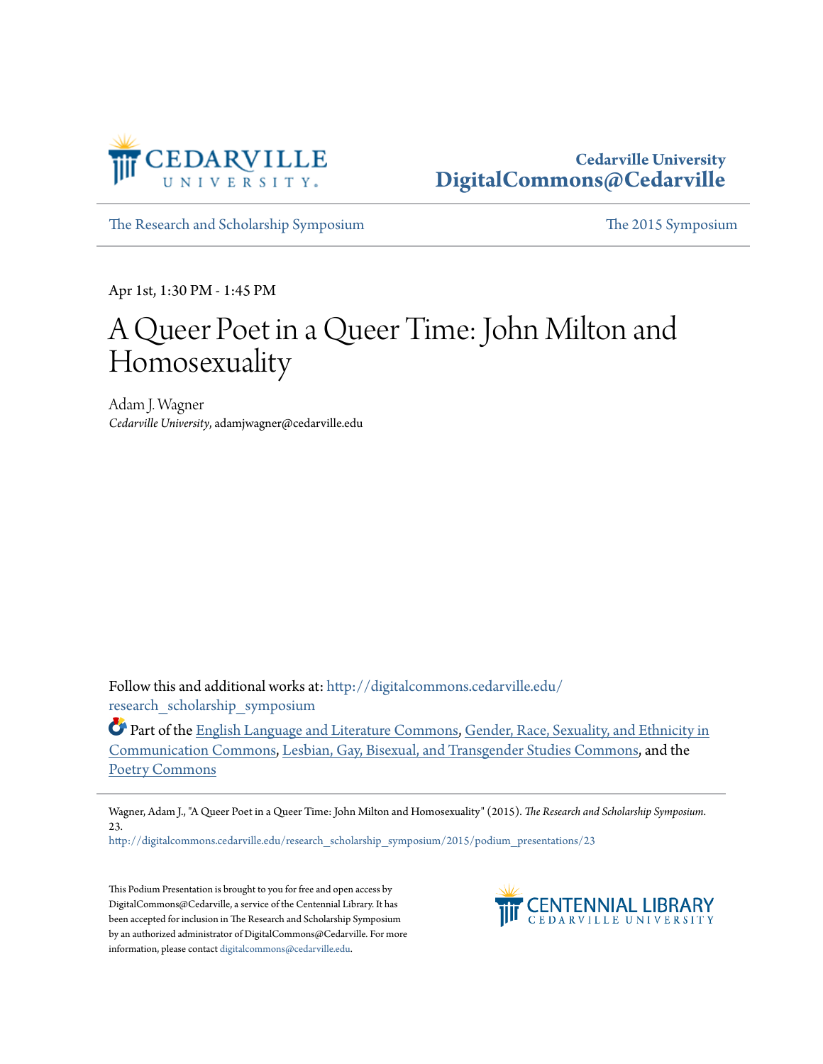Cedarville University
**DigitalCommons@Cedarville**

The Research and Scholarship Symposium | The 2015 Symposium

Apr 1st, 1:30 PM - 1:45 PM

# A Queer Poet in a Queer Time: John Milton and Homosexuality

Adam J. Wagner
*Cedarville University*, adamjwagner@cedarville.edu

Follow this and additional works at: http://digitalcommons.cedarville.edu/research_scholarship_symposium

Part of the English Language and Literature Commons, Gender, Race, Sexuality, and Ethnicity in Communication Commons, Lesbian, Gay, Bisexual, and Transgender Studies Commons, and the Poetry Commons

Wagner, Adam J., "A Queer Poet in a Queer Time: John Milton and Homosexuality" (2015). *The Research and Scholarship Symposium*. 23.
http://digitalcommons.cedarville.edu/research_scholarship_symposium/2015/podium_presentations/23

This Podium Presentation is brought to you for free and open access by DigitalCommons@Cedarville, a service of the Centennial Library. It has been accepted for inclusion in The Research and Scholarship Symposium by an authorized administrator of DigitalCommons@Cedarville. For more information, please contact digitalcommons@cedarville.edu.

CENTENNIAL LIBRARY
CEDARVILLE UNIVERSITY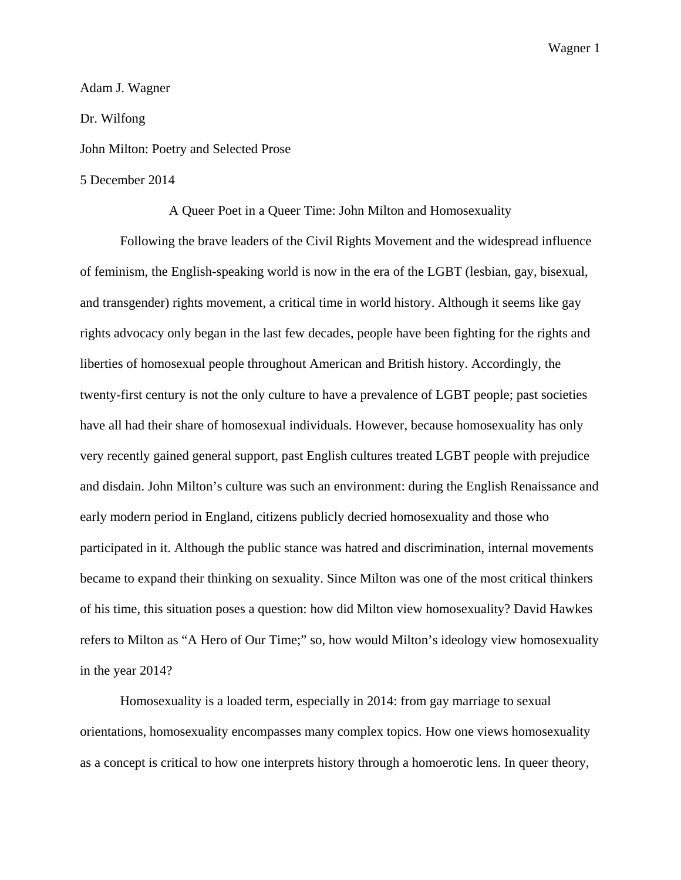Adam J. Wagner

Dr. Wilfong

John Milton: Poetry and Selected Prose

5 December 2014

A Queer Poet in a Queer Time: John Milton and Homosexuality

Following the brave leaders of the Civil Rights Movement and the widespread influence of feminism, the English-speaking world is now in the era of the LGBT (lesbian, gay, bisexual, and transgender) rights movement, a critical time in world history. Although it seems like gay rights advocacy only began in the last few decades, people have been fighting for the rights and liberties of homosexual people throughout American and British history. Accordingly, the twenty-first century is not the only culture to have a prevalence of LGBT people; past societies have all had their share of homosexual individuals. However, because homosexuality has only very recently gained general support, past English cultures treated LGBT people with prejudice and disdain. John Milton's culture was such an environment: during the English Renaissance and early modern period in England, citizens publicly decried homosexuality and those who participated in it. Although the public stance was hatred and discrimination, internal movements became to expand their thinking on sexuality. Since Milton was one of the most critical thinkers of his time, this situation poses a question: how did Milton view homosexuality? David Hawkes refers to Milton as "A Hero of Our Time;" so, how would Milton's ideology view homosexuality in the year 2014?

Homosexuality is a loaded term, especially in 2014: from gay marriage to sexual orientations, homosexuality encompasses many complex topics. How one views homosexuality as a concept is critical to how one interprets history through a homoerotic lens. In queer theory,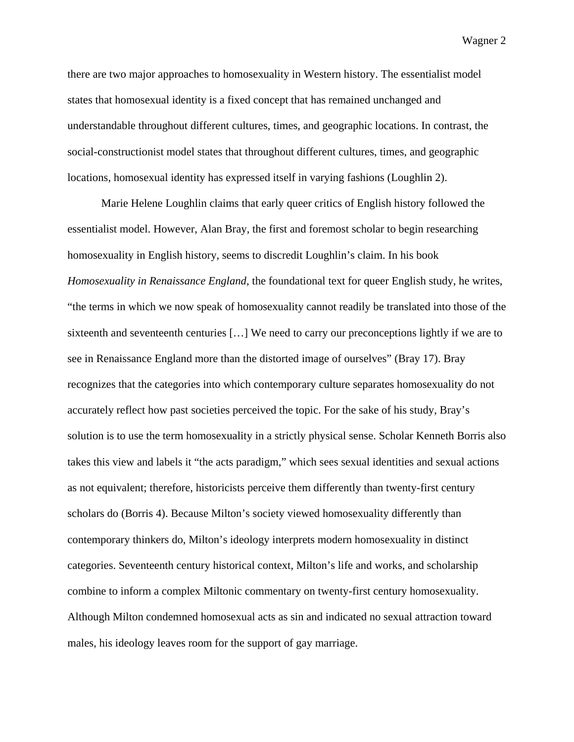there are two major approaches to homosexuality in Western history. The essentialist model states that homosexual identity is a fixed concept that has remained unchanged and understandable throughout different cultures, times, and geographic locations. In contrast, the social-constructionist model states that throughout different cultures, times, and geographic locations, homosexual identity has expressed itself in varying fashions (Loughlin 2).

Marie Helene Loughlin claims that early queer critics of English history followed the essentialist model. However, Alan Bray, the first and foremost scholar to begin researching homosexuality in English history, seems to discredit Loughlin's claim. In his book *Homosexuality in Renaissance England*, the foundational text for queer English study, he writes, "the terms in which we now speak of homosexuality cannot readily be translated into those of the sixteenth and seventeenth centuries […] We need to carry our preconceptions lightly if we are to see in Renaissance England more than the distorted image of ourselves" (Bray 17). Bray recognizes that the categories into which contemporary culture separates homosexuality do not accurately reflect how past societies perceived the topic. For the sake of his study, Bray's solution is to use the term homosexuality in a strictly physical sense. Scholar Kenneth Borris also takes this view and labels it "the acts paradigm," which sees sexual identities and sexual actions as not equivalent; therefore, historicists perceive them differently than twenty-first century scholars do (Borris 4). Because Milton's society viewed homosexuality differently than contemporary thinkers do, Milton's ideology interprets modern homosexuality in distinct categories. Seventeenth century historical context, Milton's life and works, and scholarship combine to inform a complex Miltonic commentary on twenty-first century homosexuality. Although Milton condemned homosexual acts as sin and indicated no sexual attraction toward males, his ideology leaves room for the support of gay marriage.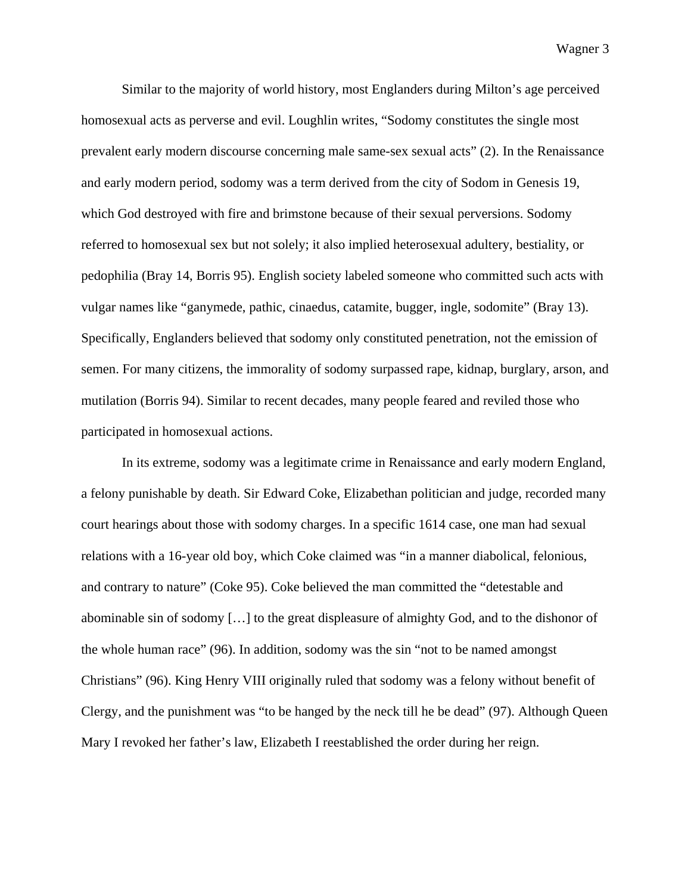Similar to the majority of world history, most Englanders during Milton's age perceived homosexual acts as perverse and evil. Loughlin writes, "Sodomy constitutes the single most prevalent early modern discourse concerning male same-sex sexual acts" (2). In the Renaissance and early modern period, sodomy was a term derived from the city of Sodom in Genesis 19, which God destroyed with fire and brimstone because of their sexual perversions. Sodomy referred to homosexual sex but not solely; it also implied heterosexual adultery, bestiality, or pedophilia (Bray 14, Borris 95). English society labeled someone who committed such acts with vulgar names like "ganymede, pathic, cinaedus, catamite, bugger, ingle, sodomite" (Bray 13). Specifically, Englanders believed that sodomy only constituted penetration, not the emission of semen. For many citizens, the immorality of sodomy surpassed rape, kidnap, burglary, arson, and mutilation (Borris 94). Similar to recent decades, many people feared and reviled those who participated in homosexual actions.

In its extreme, sodomy was a legitimate crime in Renaissance and early modern England, a felony punishable by death. Sir Edward Coke, Elizabethan politician and judge, recorded many court hearings about those with sodomy charges. In a specific 1614 case, one man had sexual relations with a 16-year old boy, which Coke claimed was "in a manner diabolical, felonious, and contrary to nature" (Coke 95). Coke believed the man committed the "detestable and abominable sin of sodomy […] to the great displeasure of almighty God, and to the dishonor of the whole human race" (96). In addition, sodomy was the sin "not to be named amongst Christians" (96). King Henry VIII originally ruled that sodomy was a felony without benefit of Clergy, and the punishment was "to be hanged by the neck till he be dead" (97). Although Queen Mary I revoked her father's law, Elizabeth I reestablished the order during her reign.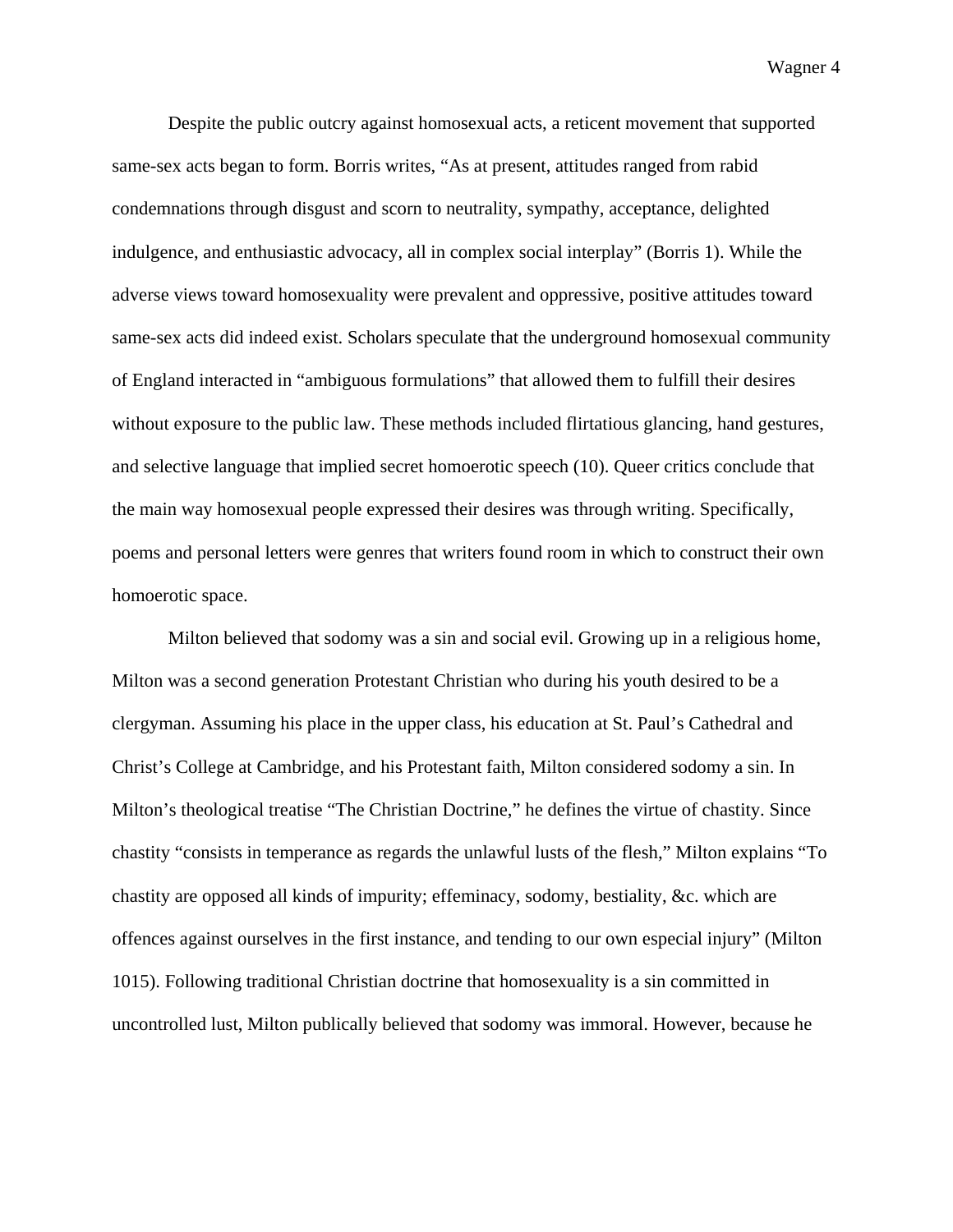Despite the public outcry against homosexual acts, a reticent movement that supported same-sex acts began to form. Borris writes, "As at present, attitudes ranged from rabid condemnations through disgust and scorn to neutrality, sympathy, acceptance, delighted indulgence, and enthusiastic advocacy, all in complex social interplay" (Borris 1). While the adverse views toward homosexuality were prevalent and oppressive, positive attitudes toward same-sex acts did indeed exist. Scholars speculate that the underground homosexual community of England interacted in "ambiguous formulations" that allowed them to fulfill their desires without exposure to the public law. These methods included flirtatious glancing, hand gestures, and selective language that implied secret homoerotic speech (10). Queer critics conclude that the main way homosexual people expressed their desires was through writing. Specifically, poems and personal letters were genres that writers found room in which to construct their own homoerotic space.

Milton believed that sodomy was a sin and social evil. Growing up in a religious home, Milton was a second generation Protestant Christian who during his youth desired to be a clergyman. Assuming his place in the upper class, his education at St. Paul's Cathedral and Christ's College at Cambridge, and his Protestant faith, Milton considered sodomy a sin. In Milton's theological treatise "The Christian Doctrine," he defines the virtue of chastity. Since chastity "consists in temperance as regards the unlawful lusts of the flesh," Milton explains "To chastity are opposed all kinds of impurity; effeminacy, sodomy, bestiality, &c. which are offences against ourselves in the first instance, and tending to our own especial injury" (Milton 1015). Following traditional Christian doctrine that homosexuality is a sin committed in uncontrolled lust, Milton publically believed that sodomy was immoral. However, because he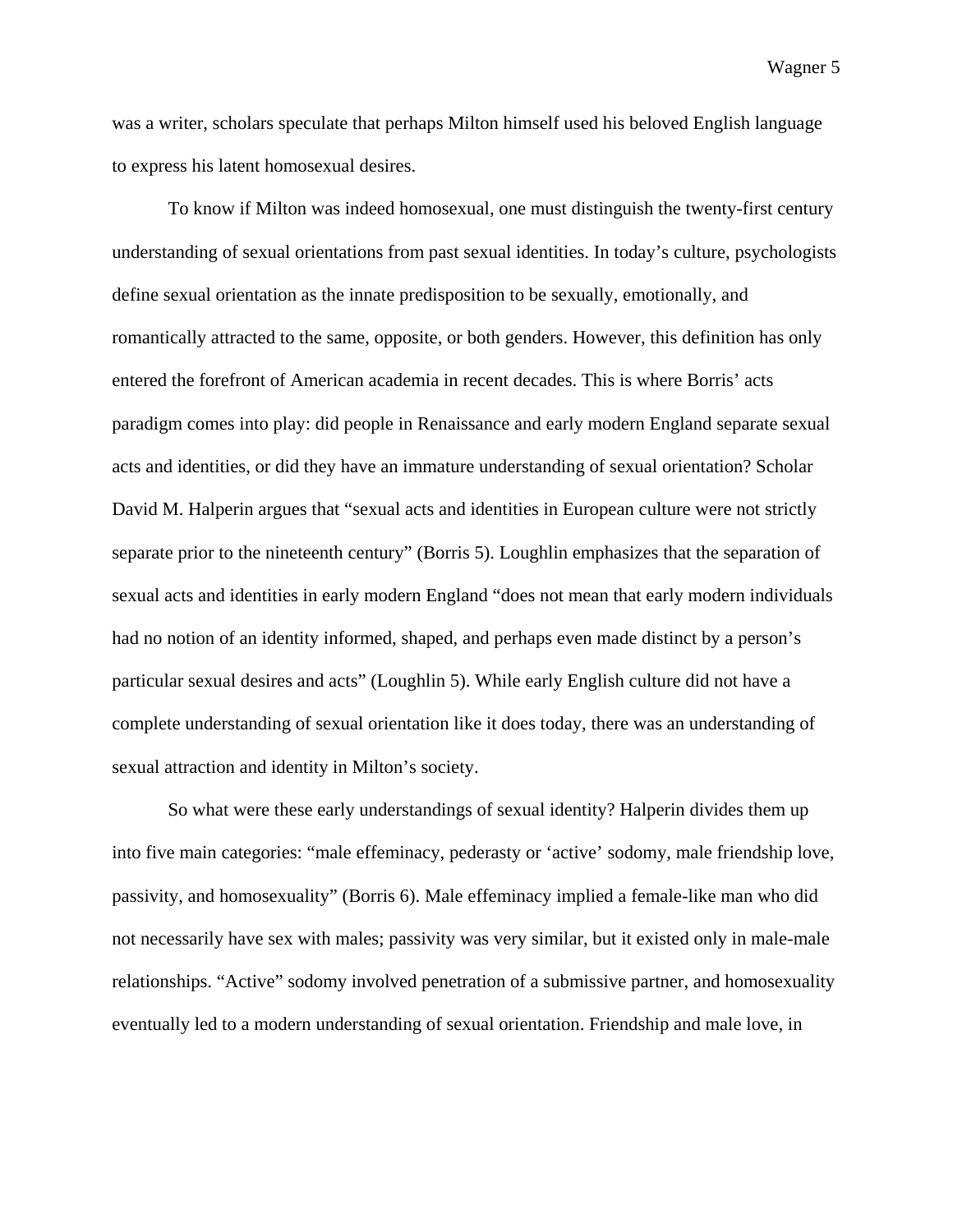was a writer, scholars speculate that perhaps Milton himself used his beloved English language to express his latent homosexual desires.

To know if Milton was indeed homosexual, one must distinguish the twenty-first century understanding of sexual orientations from past sexual identities. In today's culture, psychologists define sexual orientation as the innate predisposition to be sexually, emotionally, and romantically attracted to the same, opposite, or both genders. However, this definition has only entered the forefront of American academia in recent decades. This is where Borris' acts paradigm comes into play: did people in Renaissance and early modern England separate sexual acts and identities, or did they have an immature understanding of sexual orientation? Scholar David M. Halperin argues that "sexual acts and identities in European culture were not strictly separate prior to the nineteenth century" (Borris 5). Loughlin emphasizes that the separation of sexual acts and identities in early modern England "does not mean that early modern individuals had no notion of an identity informed, shaped, and perhaps even made distinct by a person's particular sexual desires and acts" (Loughlin 5). While early English culture did not have a complete understanding of sexual orientation like it does today, there was an understanding of sexual attraction and identity in Milton's society.

So what were these early understandings of sexual identity? Halperin divides them up into five main categories: "male effeminacy, pederasty or 'active' sodomy, male friendship love, passivity, and homosexuality" (Borris 6). Male effeminacy implied a female-like man who did not necessarily have sex with males; passivity was very similar, but it existed only in male-male relationships. "Active" sodomy involved penetration of a submissive partner, and homosexuality eventually led to a modern understanding of sexual orientation. Friendship and male love, in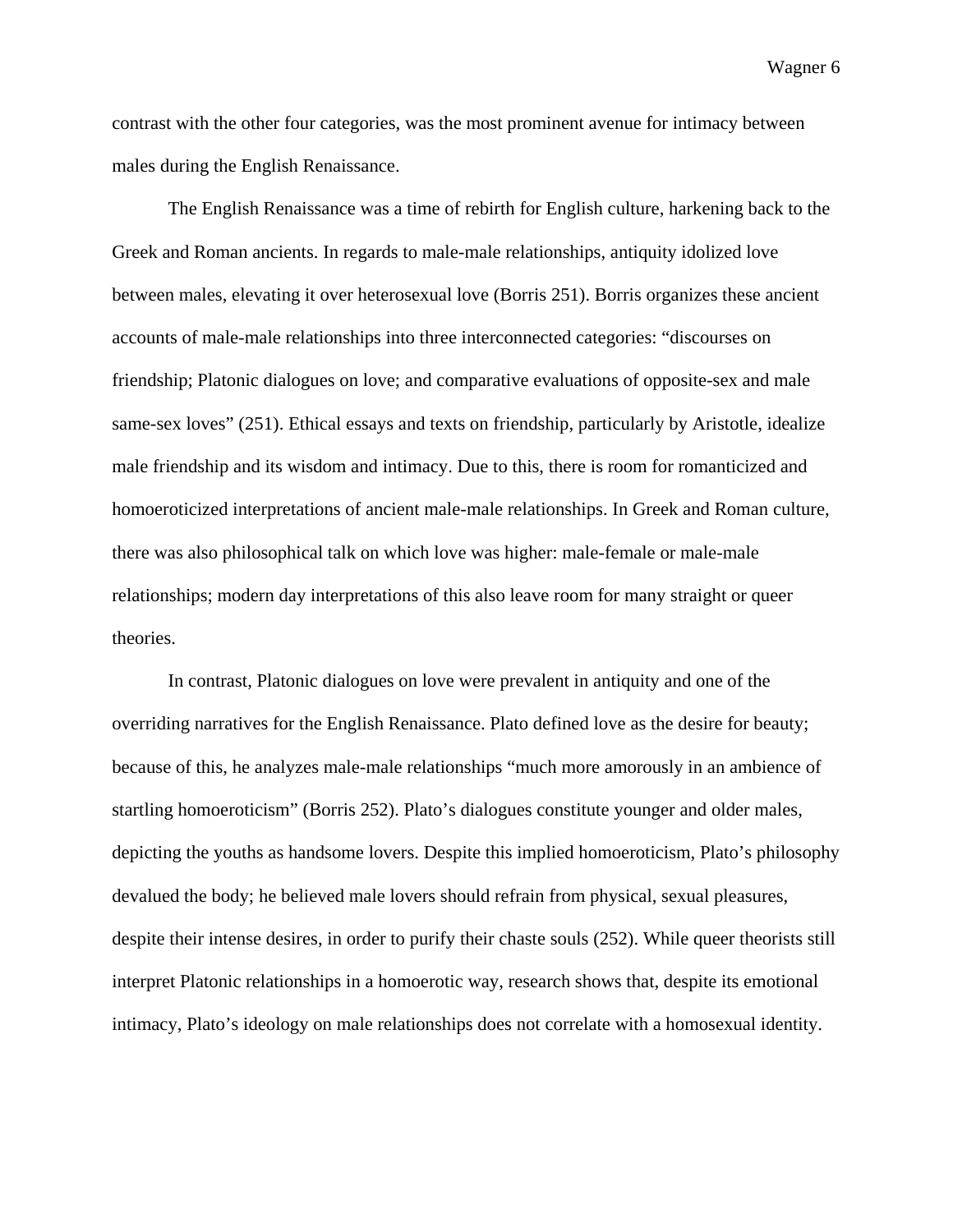contrast with the other four categories, was the most prominent avenue for intimacy between males during the English Renaissance.

The English Renaissance was a time of rebirth for English culture, harkening back to the Greek and Roman ancients. In regards to male-male relationships, antiquity idolized love between males, elevating it over heterosexual love (Borris 251). Borris organizes these ancient accounts of male-male relationships into three interconnected categories: "discourses on friendship; Platonic dialogues on love; and comparative evaluations of opposite-sex and male same-sex loves" (251). Ethical essays and texts on friendship, particularly by Aristotle, idealize male friendship and its wisdom and intimacy. Due to this, there is room for romanticized and homoeroticized interpretations of ancient male-male relationships. In Greek and Roman culture, there was also philosophical talk on which love was higher: male-female or male-male relationships; modern day interpretations of this also leave room for many straight or queer theories.

In contrast, Platonic dialogues on love were prevalent in antiquity and one of the overriding narratives for the English Renaissance. Plato defined love as the desire for beauty; because of this, he analyzes male-male relationships "much more amorously in an ambience of startling homoeroticism" (Borris 252). Plato's dialogues constitute younger and older males, depicting the youths as handsome lovers. Despite this implied homoeroticism, Plato's philosophy devalued the body; he believed male lovers should refrain from physical, sexual pleasures, despite their intense desires, in order to purify their chaste souls (252). While queer theorists still interpret Platonic relationships in a homoerotic way, research shows that, despite its emotional intimacy, Plato's ideology on male relationships does not correlate with a homosexual identity.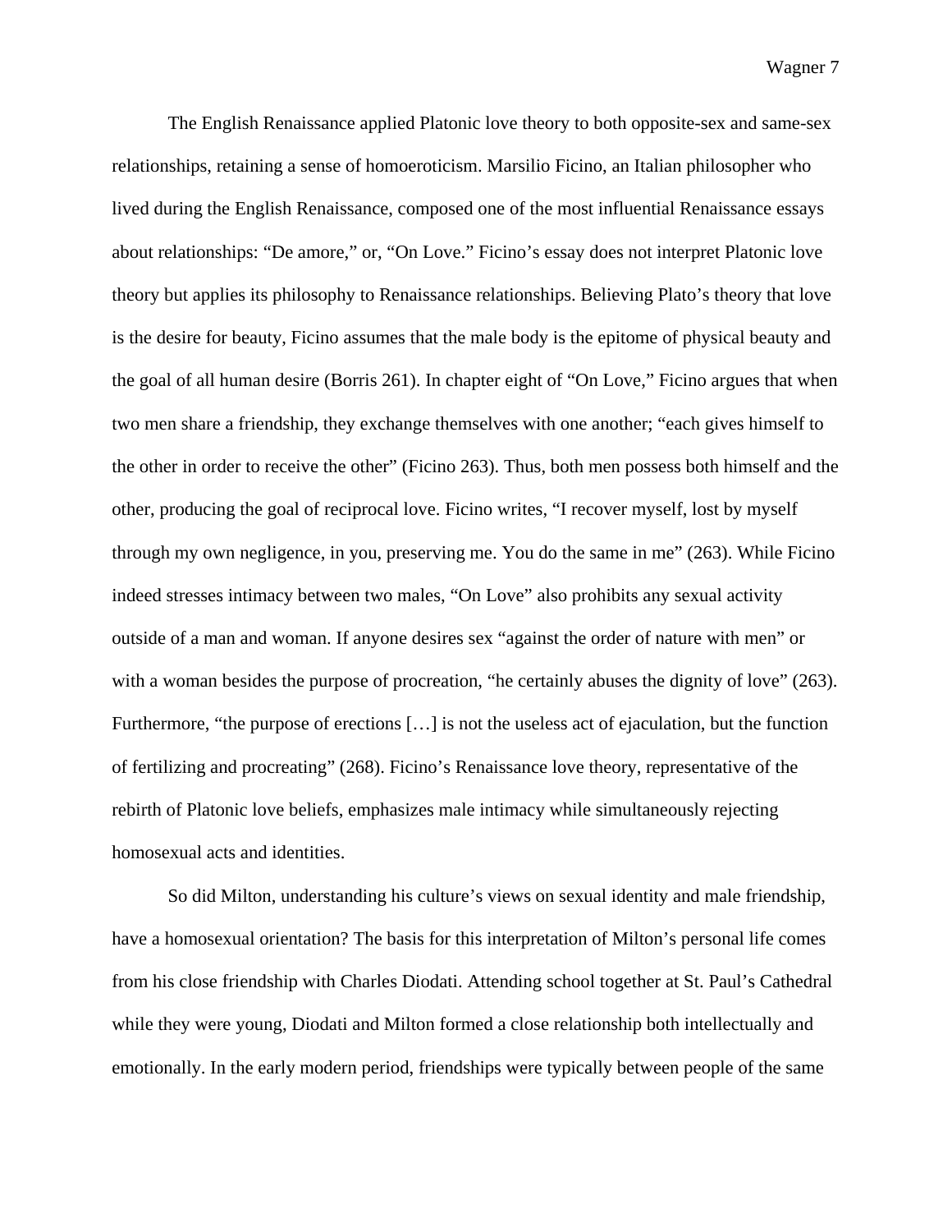The English Renaissance applied Platonic love theory to both opposite-sex and same-sex relationships, retaining a sense of homoeroticism. Marsilio Ficino, an Italian philosopher who lived during the English Renaissance, composed one of the most influential Renaissance essays about relationships: “De amore,” or, “On Love.” Ficino’s essay does not interpret Platonic love theory but applies its philosophy to Renaissance relationships. Believing Plato’s theory that love is the desire for beauty, Ficino assumes that the male body is the epitome of physical beauty and the goal of all human desire (Borris 261). In chapter eight of “On Love,” Ficino argues that when two men share a friendship, they exchange themselves with one another; “each gives himself to the other in order to receive the other” (Ficino 263). Thus, both men possess both himself and the other, producing the goal of reciprocal love. Ficino writes, “I recover myself, lost by myself through my own negligence, in you, preserving me. You do the same in me” (263). While Ficino indeed stresses intimacy between two males, “On Love” also prohibits any sexual activity outside of a man and woman. If anyone desires sex “against the order of nature with men” or with a woman besides the purpose of procreation, “he certainly abuses the dignity of love” (263). Furthermore, “the purpose of erections […] is not the useless act of ejaculation, but the function of fertilizing and procreating” (268). Ficino’s Renaissance love theory, representative of the rebirth of Platonic love beliefs, emphasizes male intimacy while simultaneously rejecting homosexual acts and identities.

So did Milton, understanding his culture’s views on sexual identity and male friendship, have a homosexual orientation? The basis for this interpretation of Milton’s personal life comes from his close friendship with Charles Diodati. Attending school together at St. Paul’s Cathedral while they were young, Diodati and Milton formed a close relationship both intellectually and emotionally. In the early modern period, friendships were typically between people of the same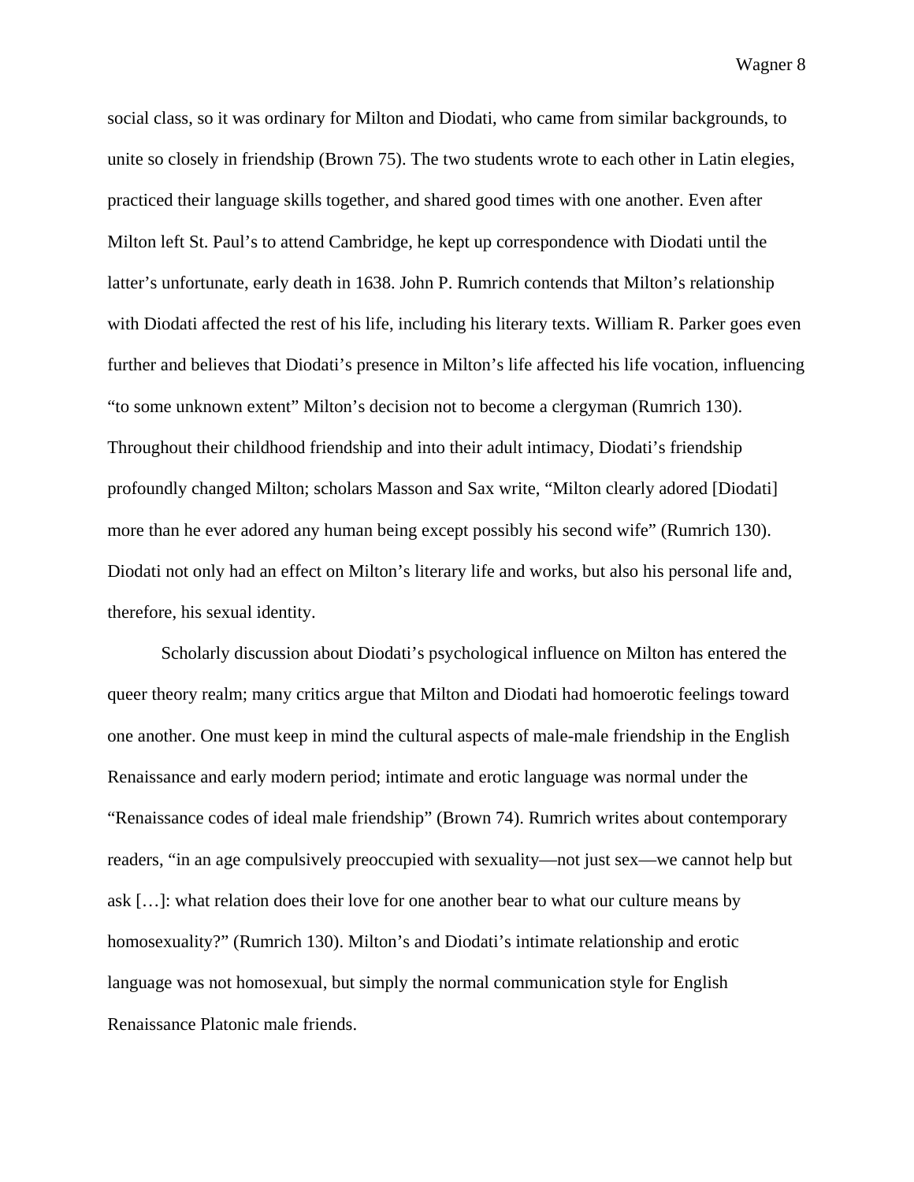social class, so it was ordinary for Milton and Diodati, who came from similar backgrounds, to unite so closely in friendship (Brown 75). The two students wrote to each other in Latin elegies, practiced their language skills together, and shared good times with one another. Even after Milton left St. Paul's to attend Cambridge, he kept up correspondence with Diodati until the latter's unfortunate, early death in 1638. John P. Rumrich contends that Milton's relationship with Diodati affected the rest of his life, including his literary texts. William R. Parker goes even further and believes that Diodati's presence in Milton's life affected his life vocation, influencing "to some unknown extent" Milton's decision not to become a clergyman (Rumrich 130). Throughout their childhood friendship and into their adult intimacy, Diodati's friendship profoundly changed Milton; scholars Masson and Sax write, "Milton clearly adored [Diodati] more than he ever adored any human being except possibly his second wife" (Rumrich 130). Diodati not only had an effect on Milton's literary life and works, but also his personal life and, therefore, his sexual identity.

Scholarly discussion about Diodati's psychological influence on Milton has entered the queer theory realm; many critics argue that Milton and Diodati had homoerotic feelings toward one another. One must keep in mind the cultural aspects of male-male friendship in the English Renaissance and early modern period; intimate and erotic language was normal under the "Renaissance codes of ideal male friendship" (Brown 74). Rumrich writes about contemporary readers, "in an age compulsively preoccupied with sexuality—not just sex—we cannot help but ask […]: what relation does their love for one another bear to what our culture means by homosexuality?" (Rumrich 130). Milton's and Diodati's intimate relationship and erotic language was not homosexual, but simply the normal communication style for English Renaissance Platonic male friends.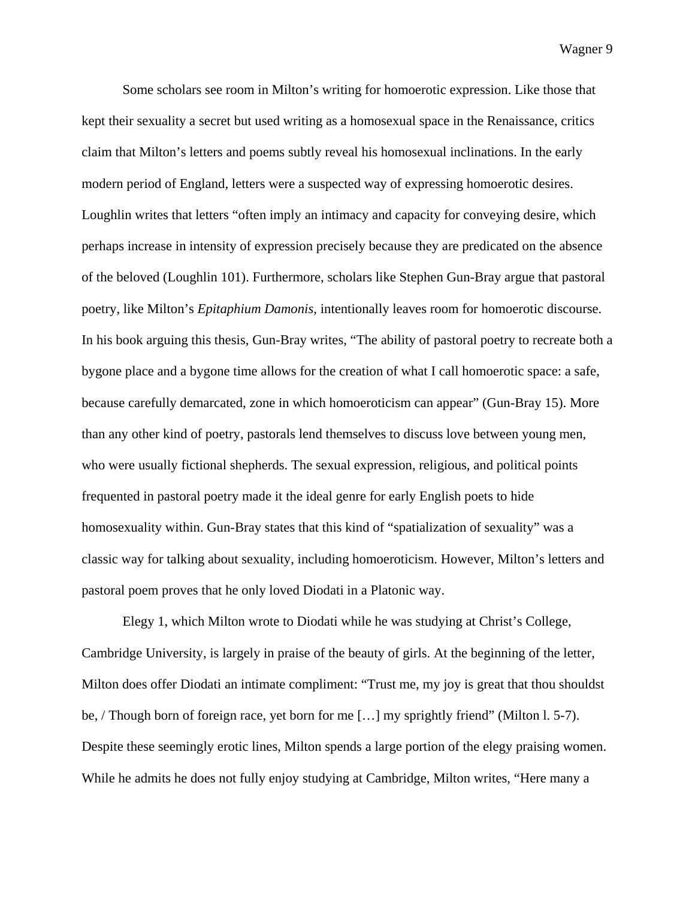Some scholars see room in Milton's writing for homoerotic expression. Like those that kept their sexuality a secret but used writing as a homosexual space in the Renaissance, critics claim that Milton's letters and poems subtly reveal his homosexual inclinations. In the early modern period of England, letters were a suspected way of expressing homoerotic desires. Loughlin writes that letters "often imply an intimacy and capacity for conveying desire, which perhaps increase in intensity of expression precisely because they are predicated on the absence of the beloved (Loughlin 101). Furthermore, scholars like Stephen Gun-Bray argue that pastoral poetry, like Milton's *Epitaphium Damonis*, intentionally leaves room for homoerotic discourse. In his book arguing this thesis, Gun-Bray writes, "The ability of pastoral poetry to recreate both a bygone place and a bygone time allows for the creation of what I call homoerotic space: a safe, because carefully demarcated, zone in which homoeroticism can appear" (Gun-Bray 15). More than any other kind of poetry, pastorals lend themselves to discuss love between young men, who were usually fictional shepherds. The sexual expression, religious, and political points frequented in pastoral poetry made it the ideal genre for early English poets to hide homosexuality within. Gun-Bray states that this kind of "spatialization of sexuality" was a classic way for talking about sexuality, including homoeroticism. However, Milton's letters and pastoral poem proves that he only loved Diodati in a Platonic way.

Elegy 1, which Milton wrote to Diodati while he was studying at Christ's College, Cambridge University, is largely in praise of the beauty of girls. At the beginning of the letter, Milton does offer Diodati an intimate compliment: "Trust me, my joy is great that thou shouldst be, / Though born of foreign race, yet born for me […] my sprightly friend" (Milton l. 5-7). Despite these seemingly erotic lines, Milton spends a large portion of the elegy praising women. While he admits he does not fully enjoy studying at Cambridge, Milton writes, "Here many a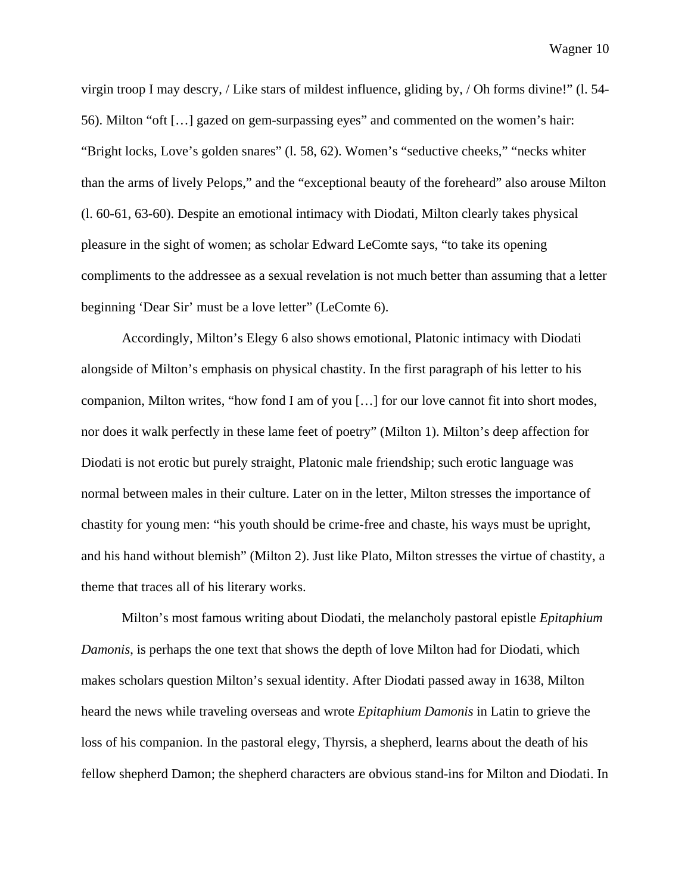virgin troop I may descry, / Like stars of mildest influence, gliding by, / Oh forms divine!" (l. 54-56). Milton "oft […] gazed on gem-surpassing eyes" and commented on the women's hair: "Bright locks, Love's golden snares" (l. 58, 62). Women's "seductive cheeks," "necks whiter than the arms of lively Pelops," and the "exceptional beauty of the foreheard" also arouse Milton (l. 60-61, 63-60). Despite an emotional intimacy with Diodati, Milton clearly takes physical pleasure in the sight of women; as scholar Edward LeComte says, "to take its opening compliments to the addressee as a sexual revelation is not much better than assuming that a letter beginning 'Dear Sir' must be a love letter" (LeComte 6).

Accordingly, Milton's Elegy 6 also shows emotional, Platonic intimacy with Diodati alongside of Milton's emphasis on physical chastity. In the first paragraph of his letter to his companion, Milton writes, "how fond I am of you […] for our love cannot fit into short modes, nor does it walk perfectly in these lame feet of poetry" (Milton 1). Milton's deep affection for Diodati is not erotic but purely straight, Platonic male friendship; such erotic language was normal between males in their culture. Later on in the letter, Milton stresses the importance of chastity for young men: "his youth should be crime-free and chaste, his ways must be upright, and his hand without blemish" (Milton 2). Just like Plato, Milton stresses the virtue of chastity, a theme that traces all of his literary works.

Milton's most famous writing about Diodati, the melancholy pastoral epistle *Epitaphium Damonis*, is perhaps the one text that shows the depth of love Milton had for Diodati, which makes scholars question Milton's sexual identity. After Diodati passed away in 1638, Milton heard the news while traveling overseas and wrote *Epitaphium Damonis* in Latin to grieve the loss of his companion. In the pastoral elegy, Thyrsis, a shepherd, learns about the death of his fellow shepherd Damon; the shepherd characters are obvious stand-ins for Milton and Diodati. In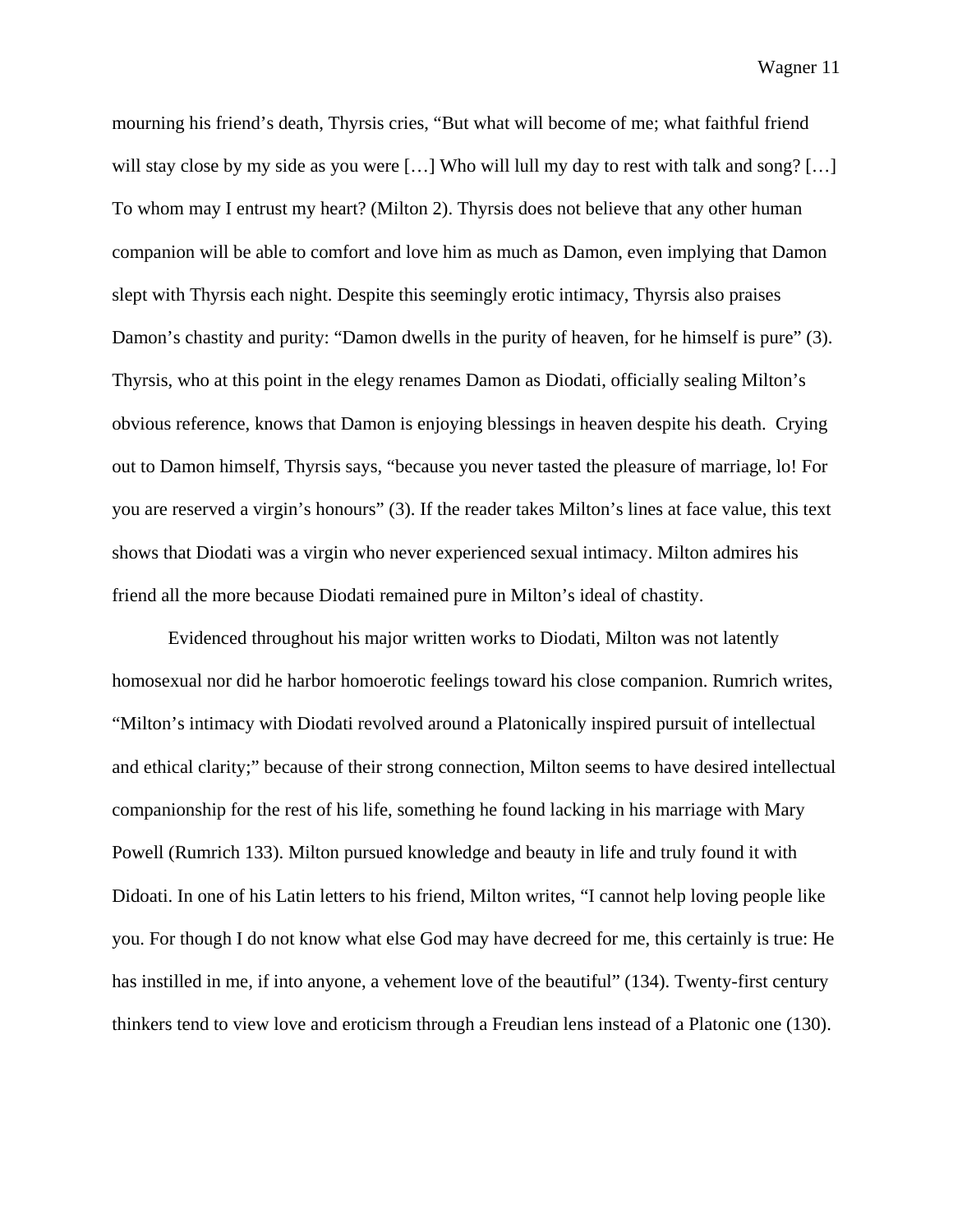mourning his friend's death, Thyrsis cries, "But what will become of me; what faithful friend will stay close by my side as you were […] Who will lull my day to rest with talk and song? […] To whom may I entrust my heart? (Milton 2). Thyrsis does not believe that any other human companion will be able to comfort and love him as much as Damon, even implying that Damon slept with Thyrsis each night. Despite this seemingly erotic intimacy, Thyrsis also praises Damon's chastity and purity: "Damon dwells in the purity of heaven, for he himself is pure" (3). Thyrsis, who at this point in the elegy renames Damon as Diodati, officially sealing Milton's obvious reference, knows that Damon is enjoying blessings in heaven despite his death. Crying out to Damon himself, Thyrsis says, "because you never tasted the pleasure of marriage, lo! For you are reserved a virgin's honours" (3). If the reader takes Milton's lines at face value, this text shows that Diodati was a virgin who never experienced sexual intimacy. Milton admires his friend all the more because Diodati remained pure in Milton's ideal of chastity.

Evidenced throughout his major written works to Diodati, Milton was not latently homosexual nor did he harbor homoerotic feelings toward his close companion. Rumrich writes, "Milton's intimacy with Diodati revolved around a Platonically inspired pursuit of intellectual and ethical clarity;" because of their strong connection, Milton seems to have desired intellectual companionship for the rest of his life, something he found lacking in his marriage with Mary Powell (Rumrich 133). Milton pursued knowledge and beauty in life and truly found it with Didoati. In one of his Latin letters to his friend, Milton writes, "I cannot help loving people like you. For though I do not know what else God may have decreed for me, this certainly is true: He has instilled in me, if into anyone, a vehement love of the beautiful" (134). Twenty-first century thinkers tend to view love and eroticism through a Freudian lens instead of a Platonic one (130).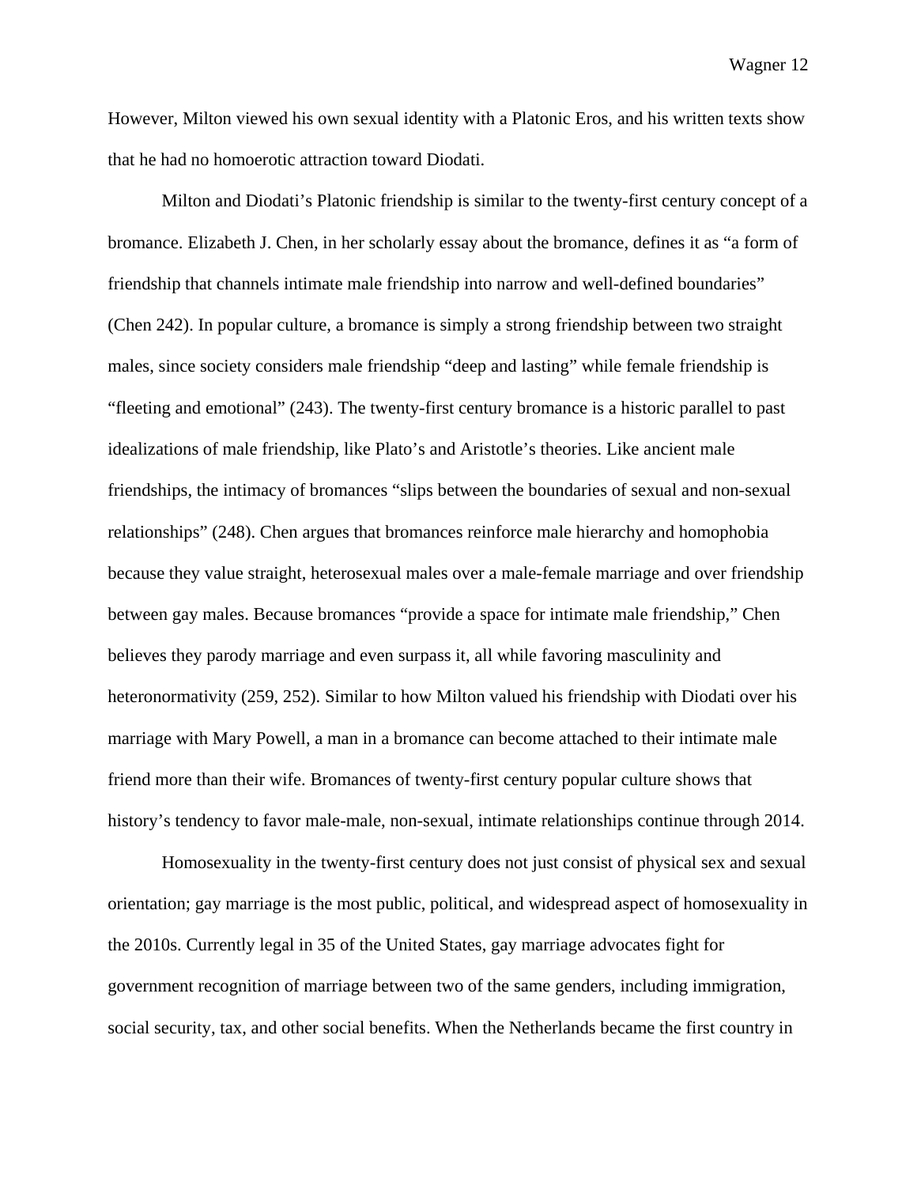However, Milton viewed his own sexual identity with a Platonic Eros, and his written texts show that he had no homoerotic attraction toward Diodati.

Milton and Diodati's Platonic friendship is similar to the twenty-first century concept of a bromance. Elizabeth J. Chen, in her scholarly essay about the bromance, defines it as "a form of friendship that channels intimate male friendship into narrow and well-defined boundaries" (Chen 242). In popular culture, a bromance is simply a strong friendship between two straight males, since society considers male friendship "deep and lasting" while female friendship is "fleeting and emotional" (243). The twenty-first century bromance is a historic parallel to past idealizations of male friendship, like Plato's and Aristotle's theories. Like ancient male friendships, the intimacy of bromances "slips between the boundaries of sexual and non-sexual relationships" (248). Chen argues that bromances reinforce male hierarchy and homophobia because they value straight, heterosexual males over a male-female marriage and over friendship between gay males. Because bromances "provide a space for intimate male friendship," Chen believes they parody marriage and even surpass it, all while favoring masculinity and heteronormativity (259, 252). Similar to how Milton valued his friendship with Diodati over his marriage with Mary Powell, a man in a bromance can become attached to their intimate male friend more than their wife. Bromances of twenty-first century popular culture shows that history's tendency to favor male-male, non-sexual, intimate relationships continue through 2014.

Homosexuality in the twenty-first century does not just consist of physical sex and sexual orientation; gay marriage is the most public, political, and widespread aspect of homosexuality in the 2010s. Currently legal in 35 of the United States, gay marriage advocates fight for government recognition of marriage between two of the same genders, including immigration, social security, tax, and other social benefits. When the Netherlands became the first country in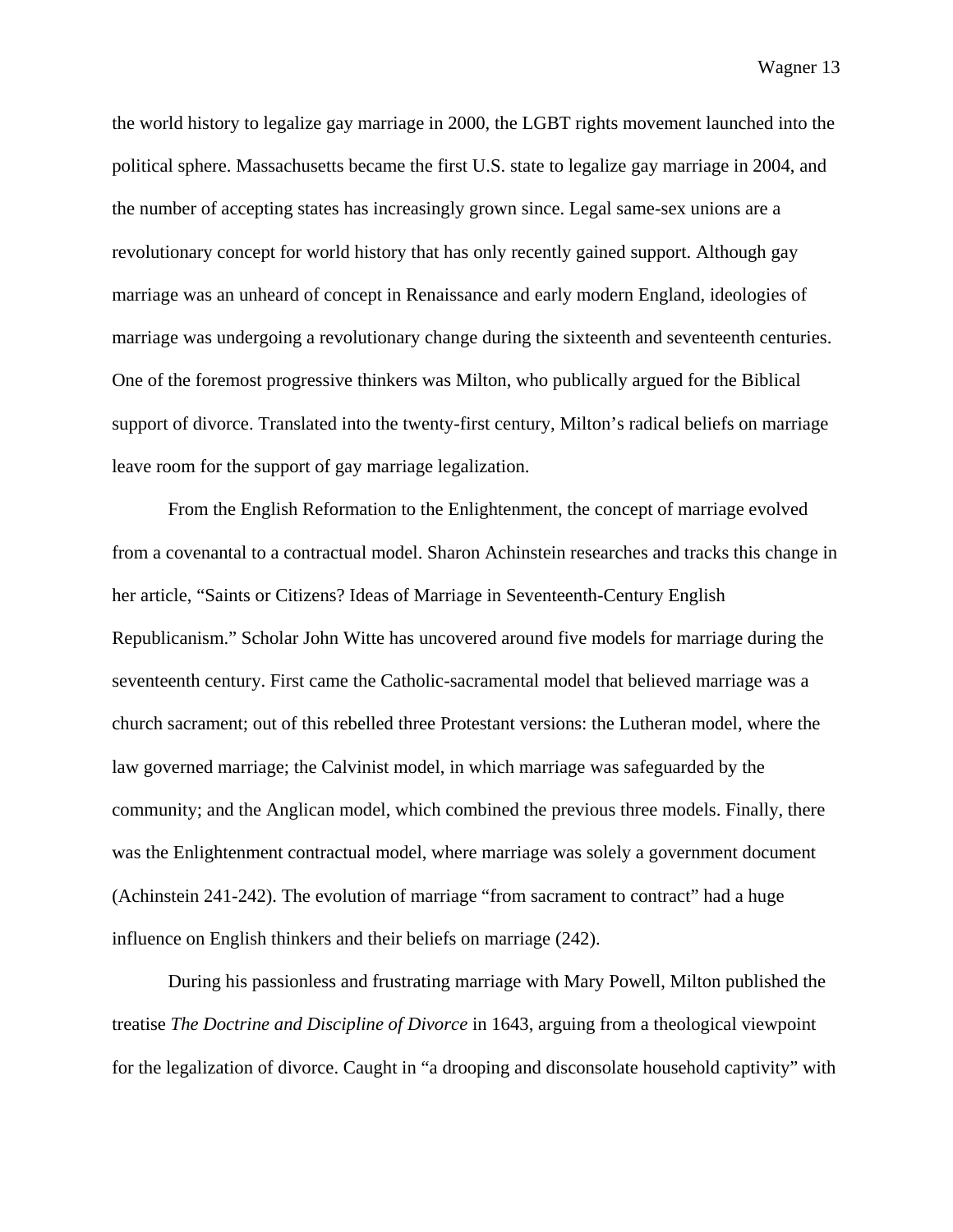the world history to legalize gay marriage in 2000, the LGBT rights movement launched into the political sphere. Massachusetts became the first U.S. state to legalize gay marriage in 2004, and the number of accepting states has increasingly grown since. Legal same-sex unions are a revolutionary concept for world history that has only recently gained support. Although gay marriage was an unheard of concept in Renaissance and early modern England, ideologies of marriage was undergoing a revolutionary change during the sixteenth and seventeenth centuries. One of the foremost progressive thinkers was Milton, who publically argued for the Biblical support of divorce. Translated into the twenty-first century, Milton's radical beliefs on marriage leave room for the support of gay marriage legalization.

From the English Reformation to the Enlightenment, the concept of marriage evolved from a covenantal to a contractual model. Sharon Achinstein researches and tracks this change in her article, "Saints or Citizens? Ideas of Marriage in Seventeenth-Century English Republicanism." Scholar John Witte has uncovered around five models for marriage during the seventeenth century. First came the Catholic-sacramental model that believed marriage was a church sacrament; out of this rebelled three Protestant versions: the Lutheran model, where the law governed marriage; the Calvinist model, in which marriage was safeguarded by the community; and the Anglican model, which combined the previous three models. Finally, there was the Enlightenment contractual model, where marriage was solely a government document (Achinstein 241-242). The evolution of marriage "from sacrament to contract" had a huge influence on English thinkers and their beliefs on marriage (242).

During his passionless and frustrating marriage with Mary Powell, Milton published the treatise *The Doctrine and Discipline of Divorce* in 1643, arguing from a theological viewpoint for the legalization of divorce. Caught in "a drooping and disconsolate household captivity" with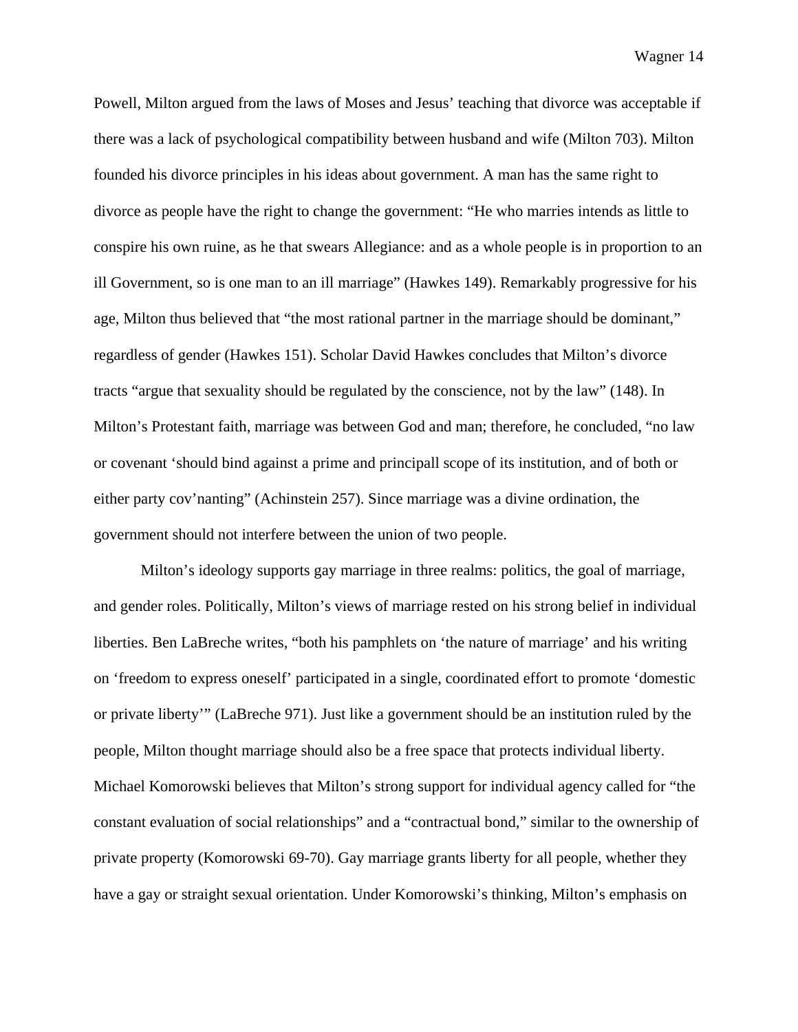Powell, Milton argued from the laws of Moses and Jesus' teaching that divorce was acceptable if there was a lack of psychological compatibility between husband and wife (Milton 703). Milton founded his divorce principles in his ideas about government. A man has the same right to divorce as people have the right to change the government: "He who marries intends as little to conspire his own ruine, as he that swears Allegiance: and as a whole people is in proportion to an ill Government, so is one man to an ill marriage" (Hawkes 149). Remarkably progressive for his age, Milton thus believed that "the most rational partner in the marriage should be dominant," regardless of gender (Hawkes 151). Scholar David Hawkes concludes that Milton's divorce tracts "argue that sexuality should be regulated by the conscience, not by the law" (148). In Milton's Protestant faith, marriage was between God and man; therefore, he concluded, "no law or covenant 'should bind against a prime and principall scope of its institution, and of both or either party cov'nanting" (Achinstein 257). Since marriage was a divine ordination, the government should not interfere between the union of two people.

Milton's ideology supports gay marriage in three realms: politics, the goal of marriage, and gender roles. Politically, Milton's views of marriage rested on his strong belief in individual liberties. Ben LaBreche writes, "both his pamphlets on 'the nature of marriage' and his writing on 'freedom to express oneself' participated in a single, coordinated effort to promote 'domestic or private liberty'" (LaBreche 971). Just like a government should be an institution ruled by the people, Milton thought marriage should also be a free space that protects individual liberty. Michael Komorowski believes that Milton's strong support for individual agency called for "the constant evaluation of social relationships" and a "contractual bond," similar to the ownership of private property (Komorowski 69-70). Gay marriage grants liberty for all people, whether they have a gay or straight sexual orientation. Under Komorowski's thinking, Milton's emphasis on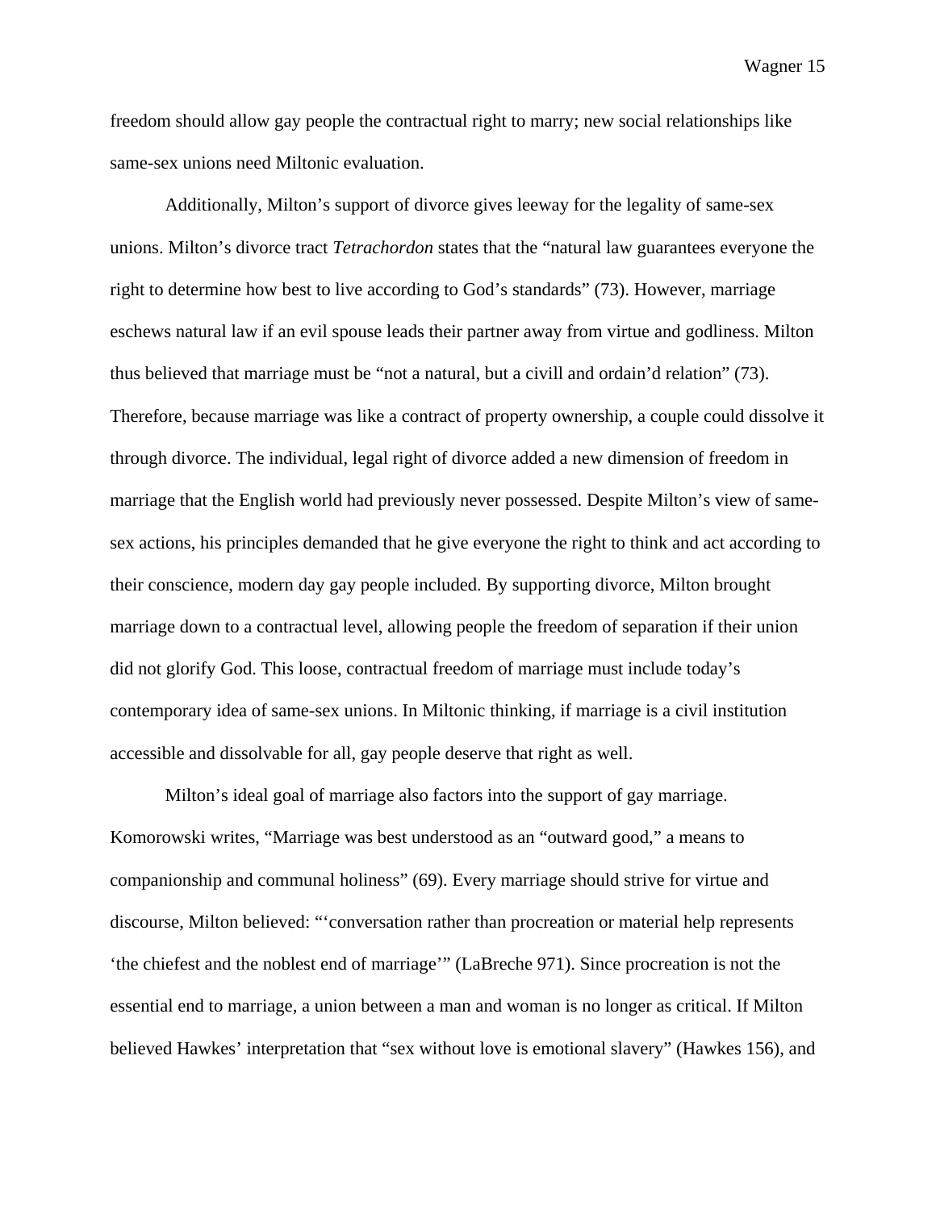freedom should allow gay people the contractual right to marry; new social relationships like same-sex unions need Miltonic evaluation.

Additionally, Milton's support of divorce gives leeway for the legality of same-sex unions. Milton's divorce tract *Tetrachordon* states that the "natural law guarantees everyone the right to determine how best to live according to God's standards" (73). However, marriage eschews natural law if an evil spouse leads their partner away from virtue and godliness. Milton thus believed that marriage must be "not a natural, but a civill and ordain'd relation" (73). Therefore, because marriage was like a contract of property ownership, a couple could dissolve it through divorce. The individual, legal right of divorce added a new dimension of freedom in marriage that the English world had previously never possessed. Despite Milton's view of same-sex actions, his principles demanded that he give everyone the right to think and act according to their conscience, modern day gay people included. By supporting divorce, Milton brought marriage down to a contractual level, allowing people the freedom of separation if their union did not glorify God. This loose, contractual freedom of marriage must include today's contemporary idea of same-sex unions. In Miltonic thinking, if marriage is a civil institution accessible and dissolvable for all, gay people deserve that right as well.

Milton's ideal goal of marriage also factors into the support of gay marriage. Komorowski writes, "Marriage was best understood as an "outward good," a means to companionship and communal holiness" (69). Every marriage should strive for virtue and discourse, Milton believed: "'conversation rather than procreation or material help represents 'the chiefest and the noblest end of marriage'" (LaBreche 971). Since procreation is not the essential end to marriage, a union between a man and woman is no longer as critical. If Milton believed Hawkes' interpretation that "sex without love is emotional slavery" (Hawkes 156), and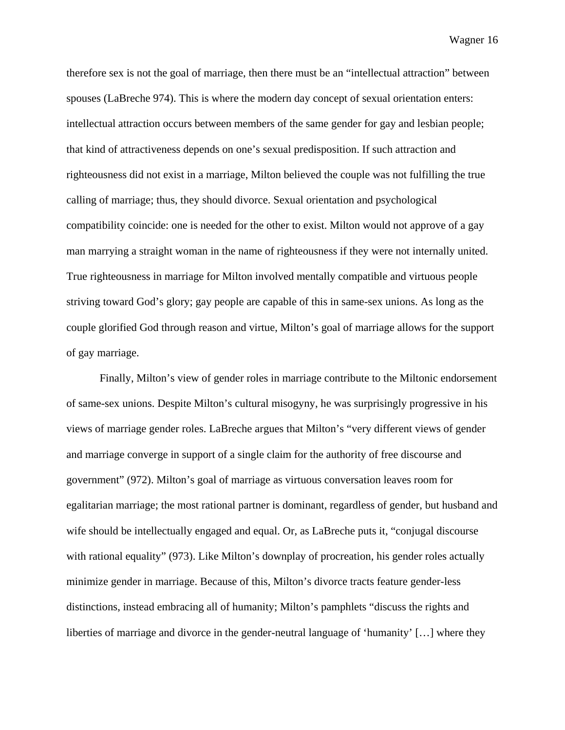therefore sex is not the goal of marriage, then there must be an "intellectual attraction" between spouses (LaBreche 974). This is where the modern day concept of sexual orientation enters: intellectual attraction occurs between members of the same gender for gay and lesbian people; that kind of attractiveness depends on one's sexual predisposition. If such attraction and righteousness did not exist in a marriage, Milton believed the couple was not fulfilling the true calling of marriage; thus, they should divorce. Sexual orientation and psychological compatibility coincide: one is needed for the other to exist. Milton would not approve of a gay man marrying a straight woman in the name of righteousness if they were not internally united. True righteousness in marriage for Milton involved mentally compatible and virtuous people striving toward God's glory; gay people are capable of this in same-sex unions. As long as the couple glorified God through reason and virtue, Milton's goal of marriage allows for the support of gay marriage.

Finally, Milton's view of gender roles in marriage contribute to the Miltonic endorsement of same-sex unions. Despite Milton's cultural misogyny, he was surprisingly progressive in his views of marriage gender roles. LaBreche argues that Milton's "very different views of gender and marriage converge in support of a single claim for the authority of free discourse and government" (972). Milton's goal of marriage as virtuous conversation leaves room for egalitarian marriage; the most rational partner is dominant, regardless of gender, but husband and wife should be intellectually engaged and equal. Or, as LaBreche puts it, "conjugal discourse with rational equality" (973). Like Milton's downplay of procreation, his gender roles actually minimize gender in marriage. Because of this, Milton's divorce tracts feature gender-less distinctions, instead embracing all of humanity; Milton's pamphlets "discuss the rights and liberties of marriage and divorce in the gender-neutral language of 'humanity' […] where they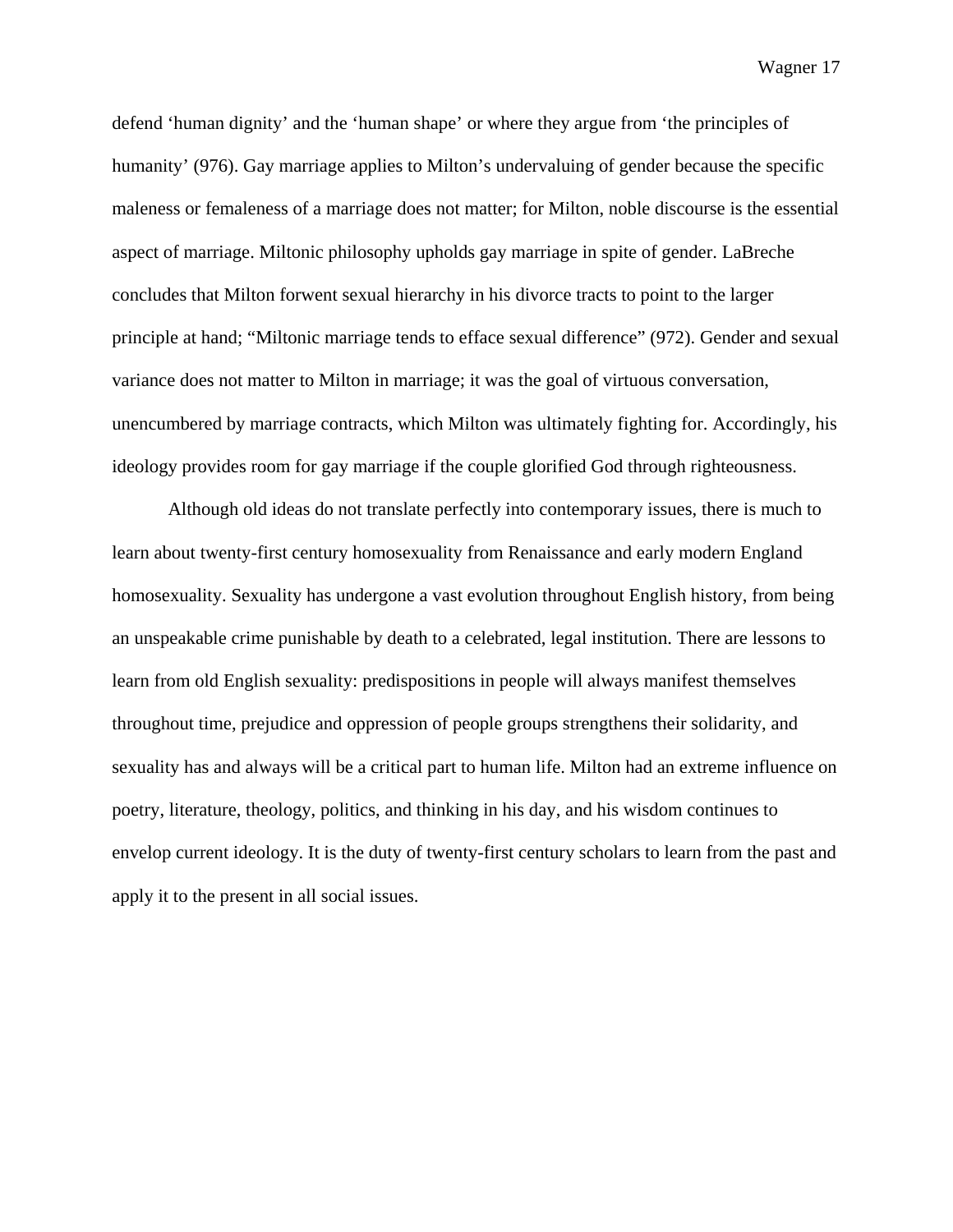defend 'human dignity' and the 'human shape' or where they argue from 'the principles of humanity' (976). Gay marriage applies to Milton's undervaluing of gender because the specific maleness or femaleness of a marriage does not matter; for Milton, noble discourse is the essential aspect of marriage. Miltonic philosophy upholds gay marriage in spite of gender. LaBreche concludes that Milton forwent sexual hierarchy in his divorce tracts to point to the larger principle at hand; "Miltonic marriage tends to efface sexual difference" (972). Gender and sexual variance does not matter to Milton in marriage; it was the goal of virtuous conversation, unencumbered by marriage contracts, which Milton was ultimately fighting for. Accordingly, his ideology provides room for gay marriage if the couple glorified God through righteousness.

Although old ideas do not translate perfectly into contemporary issues, there is much to learn about twenty-first century homosexuality from Renaissance and early modern England homosexuality. Sexuality has undergone a vast evolution throughout English history, from being an unspeakable crime punishable by death to a celebrated, legal institution. There are lessons to learn from old English sexuality: predispositions in people will always manifest themselves throughout time, prejudice and oppression of people groups strengthens their solidarity, and sexuality has and always will be a critical part to human life. Milton had an extreme influence on poetry, literature, theology, politics, and thinking in his day, and his wisdom continues to envelop current ideology. It is the duty of twenty-first century scholars to learn from the past and apply it to the present in all social issues.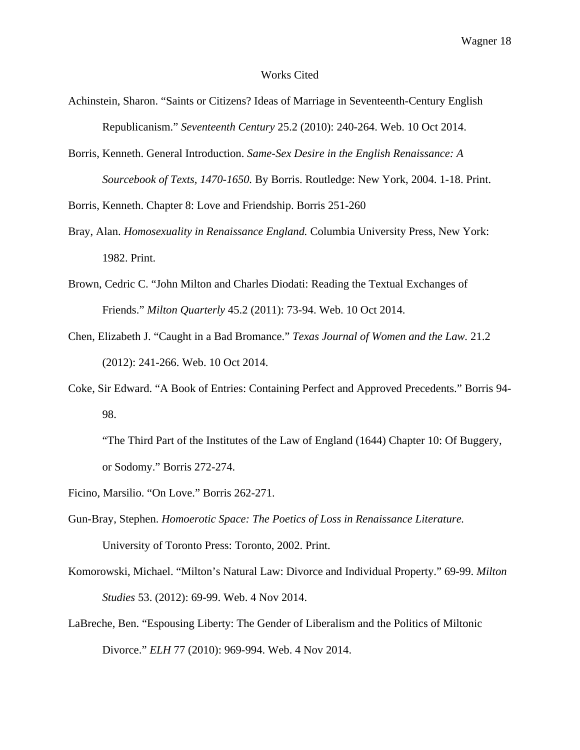# Works Cited

Achinstein, Sharon. "Saints or Citizens? Ideas of Marriage in Seventeenth-Century English Republicanism." *Seventeenth Century* 25.2 (2010): 240-264. Web. 10 Oct 2014.

Borris, Kenneth. General Introduction. *Same-Sex Desire in the English Renaissance: A Sourcebook of Texts, 1470-1650.* By Borris. Routledge: New York, 2004. 1-18. Print.

Borris, Kenneth. Chapter 8: Love and Friendship. Borris 251-260

Bray, Alan. *Homosexuality in Renaissance England.* Columbia University Press, New York: 1982. Print.

Brown, Cedric C. "John Milton and Charles Diodati: Reading the Textual Exchanges of Friends." *Milton Quarterly* 45.2 (2011): 73-94. Web. 10 Oct 2014.

Chen, Elizabeth J. "Caught in a Bad Bromance." *Texas Journal of Women and the Law.* 21.2 (2012): 241-266. Web. 10 Oct 2014.

Coke, Sir Edward. "A Book of Entries: Containing Perfect and Approved Precedents." Borris 94-98.

"The Third Part of the Institutes of the Law of England (1644) Chapter 10: Of Buggery, or Sodomy." Borris 272-274.

Ficino, Marsilio. "On Love." Borris 262-271.

Gun-Bray, Stephen. *Homoerotic Space: The Poetics of Loss in Renaissance Literature.* University of Toronto Press: Toronto, 2002. Print.

Komorowski, Michael. "Milton's Natural Law: Divorce and Individual Property." 69-99. *Milton Studies* 53. (2012): 69-99. Web. 4 Nov 2014.

LaBreche, Ben. "Espousing Liberty: The Gender of Liberalism and the Politics of Miltonic Divorce." *ELH* 77 (2010): 969-994. Web. 4 Nov 2014.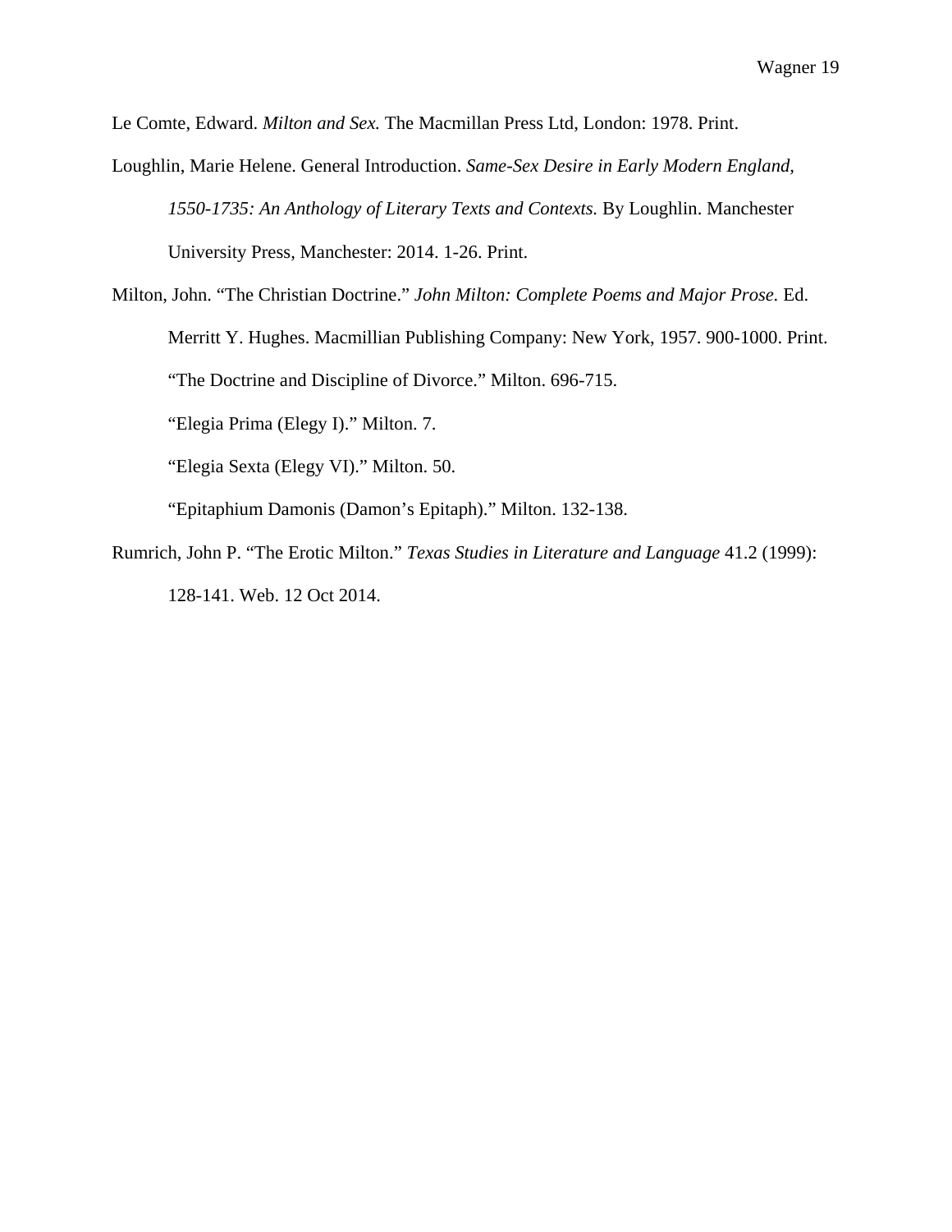Le Comte, Edward. *Milton and Sex.* The Macmillan Press Ltd, London: 1978. Print.

Loughlin, Marie Helene. General Introduction. *Same-Sex Desire in Early Modern England, 1550-1735: An Anthology of Literary Texts and Contexts.* By Loughlin. Manchester University Press, Manchester: 2014. 1-26. Print.

Milton, John. "The Christian Doctrine." *John Milton: Complete Poems and Major Prose.* Ed. Merritt Y. Hughes. Macmillian Publishing Company: New York, 1957. 900-1000. Print.

"The Doctrine and Discipline of Divorce." Milton. 696-715.

"Elegia Prima (Elegy I)." Milton. 7.

"Elegia Sexta (Elegy VI)." Milton. 50.

"Epitaphium Damonis (Damon's Epitaph)." Milton. 132-138.

Rumrich, John P. "The Erotic Milton." *Texas Studies in Literature and Language* 41.2 (1999): 128-141. Web. 12 Oct 2014.